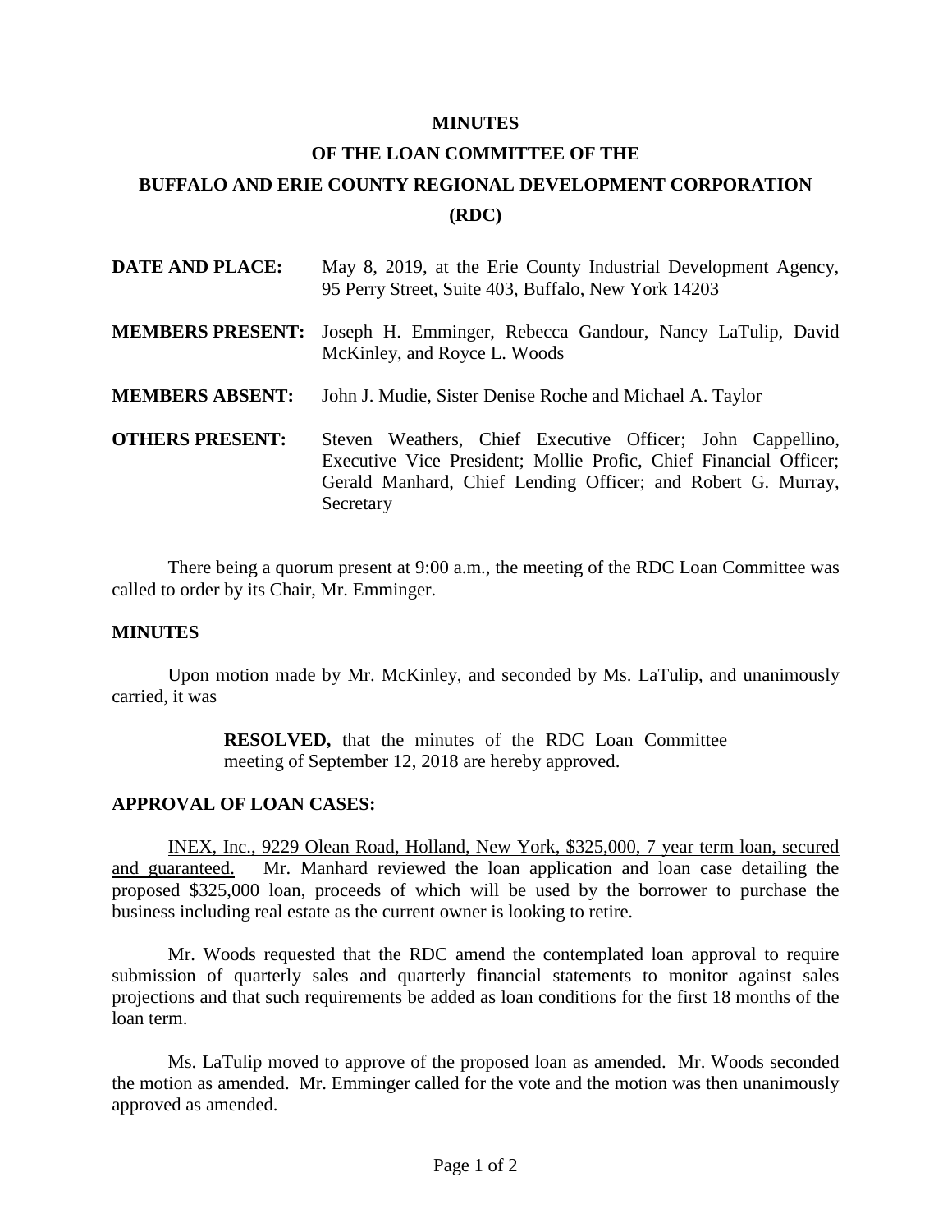# MINUTES

# OF THE LOAN COMMITTEE OF THE

# BUFFALO AND ERIE COUNTY REGIONAL DEVELOPMENT CORPORATION

# (RDC)

**DATE AND PLACE:** May 8, 2019, at the Erie County Industrial Development Agency, 95 Perry Street, Suite 403, Buffalo, New York 14203

**MEMBERS PRESENT:** Joseph H. Emminger, Rebecca Gandour, Nancy LaTulip, David McKinley, and Royce L. Woods

**MEMBERS ABSENT:** John J. Mudie, Sister Denise Roche and Michael A. Taylor

**OTHERS PRESENT:** Steven Weathers, Chief Executive Officer; John Cappellino, Executive Vice President; Mollie Profic, Chief Financial Officer; Gerald Manhard, Chief Lending Officer; and Robert G. Murray, Secretary

There being a quorum present at 9:00 a.m., the meeting of the RDC Loan Committee was called to order by its Chair, Mr. Emminger.

## MINUTES

Upon motion made by Mr. McKinley, and seconded by Ms. LaTulip, and unanimously carried, it was

> **RESOLVED,** that the minutes of the RDC Loan Committee meeting of September 12, 2018 are hereby approved.

## APPROVAL OF LOAN CASES:

INEX, Inc., 9229 Olean Road, Holland, New York, $325,000, 7 year term loan, secured and guaranteed. Mr. Manhard reviewed the loan application and loan case detailing the proposed $325,000 loan, proceeds of which will be used by the borrower to purchase the business including real estate as the current owner is looking to retire.

Mr. Woods requested that the RDC amend the contemplated loan approval to require submission of quarterly sales and quarterly financial statements to monitor against sales projections and that such requirements be added as loan conditions for the first 18 months of the loan term.

Ms. LaTulip moved to approve of the proposed loan as amended. Mr. Woods seconded the motion as amended. Mr. Emminger called for the vote and the motion was then unanimously approved as amended.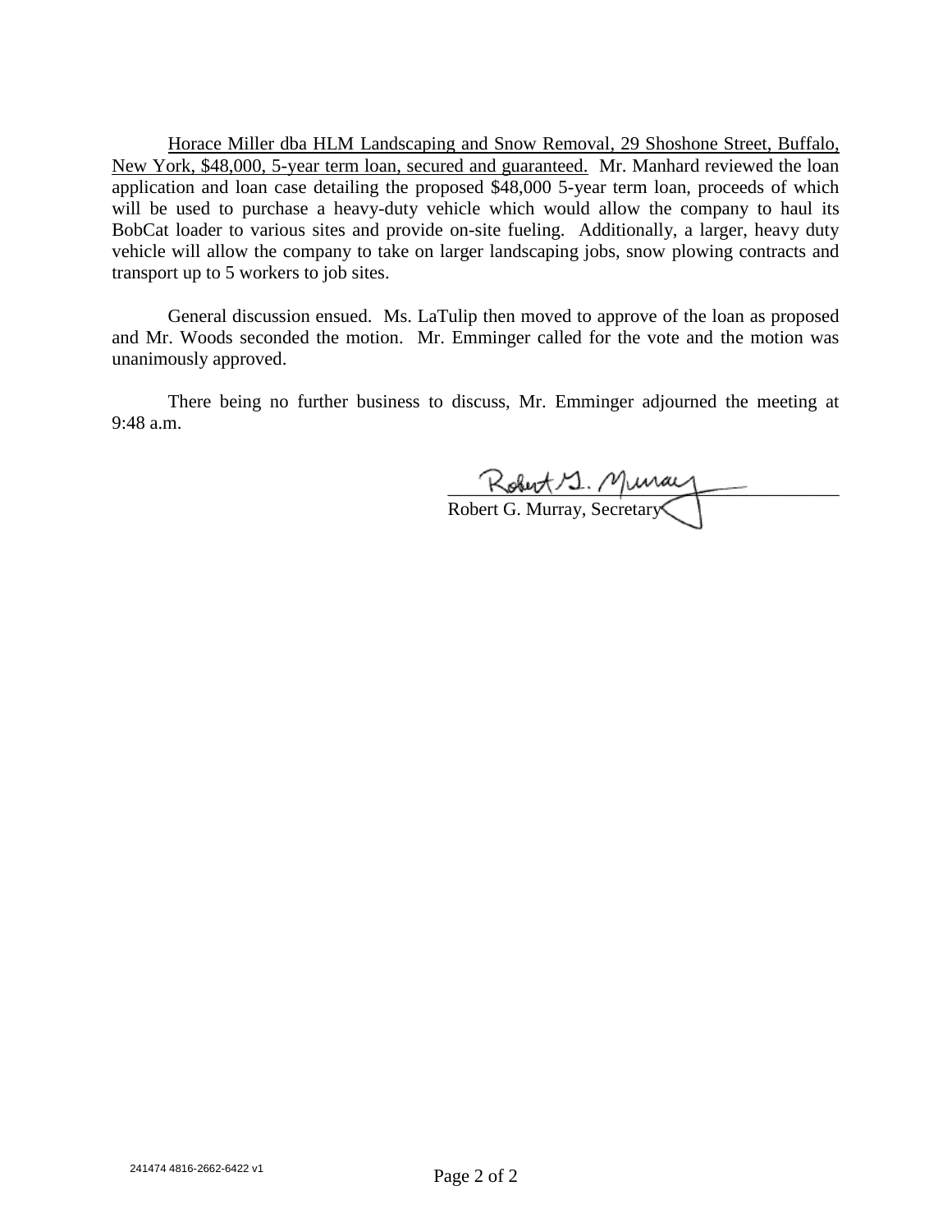Horace Miller dba HLM Landscaping and Snow Removal, 29 Shoshone Street, Buffalo, New York, $48,000, 5-year term loan, secured and guaranteed. Mr. Manhard reviewed the loan application and loan case detailing the proposed $48,000 5-year term loan, proceeds of which will be used to purchase a heavy-duty vehicle which would allow the company to haul its BobCat loader to various sites and provide on-site fueling. Additionally, a larger, heavy duty vehicle will allow the company to take on larger landscaping jobs, snow plowing contracts and transport up to 5 workers to job sites.

General discussion ensued. Ms. LaTulip then moved to approve of the loan as proposed and Mr. Woods seconded the motion. Mr. Emminger called for the vote and the motion was unanimously approved.

There being no further business to discuss, Mr. Emminger adjourned the meeting at 9:48 a.m.

Robert G. Murray, Secretary

241474 4816-2662-6422 v1